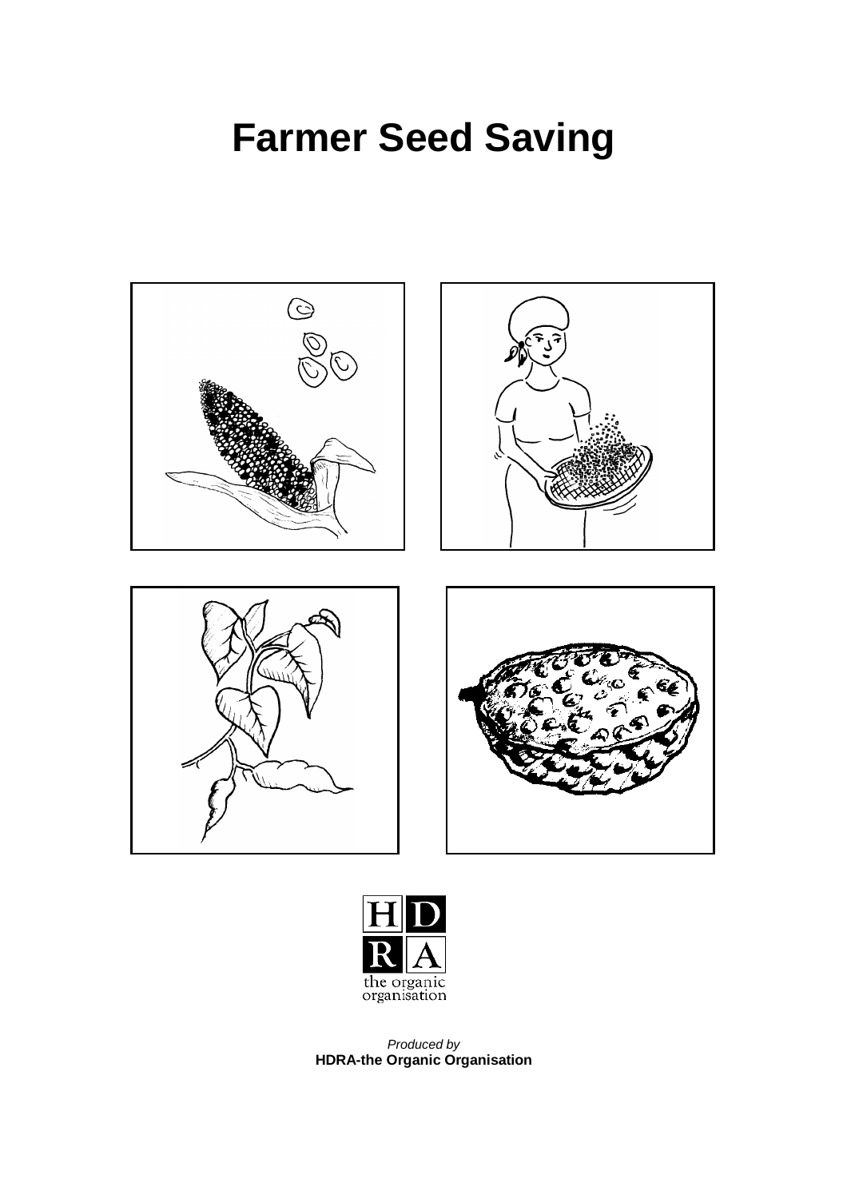# Farmer Seed Saving

HD
RA
the organic organisation

*Produced by*
**HDRA-the Organic Organisation**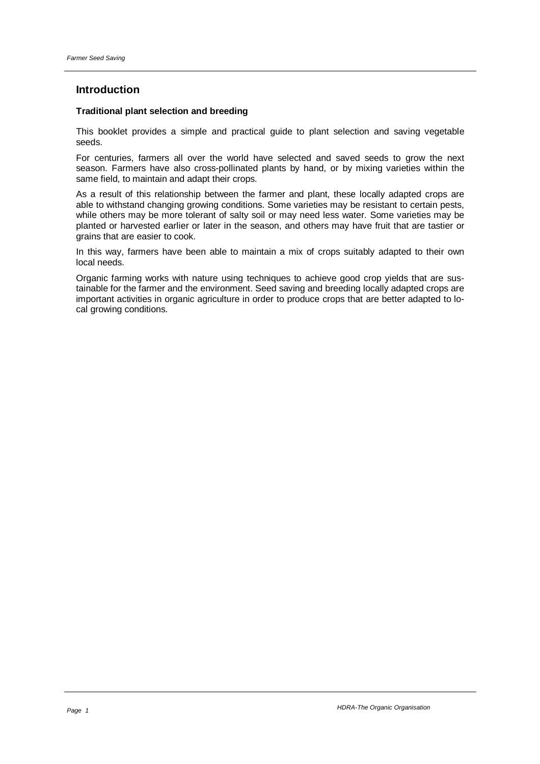## Introduction

### Traditional plant selection and breeding

This booklet provides a simple and practical guide to plant selection and saving vegetable seeds.

For centuries, farmers all over the world have selected and saved seeds to grow the next season. Farmers have also cross-pollinated plants by hand, or by mixing varieties within the same field, to maintain and adapt their crops.

As a result of this relationship between the farmer and plant, these locally adapted crops are able to withstand changing growing conditions. Some varieties may be resistant to certain pests, while others may be more tolerant of salty soil or may need less water. Some varieties may be planted or harvested earlier or later in the season, and others may have fruit that are tastier or grains that are easier to cook.

In this way, farmers have been able to maintain a mix of crops suitably adapted to their own local needs.

Organic farming works with nature using techniques to achieve good crop yields that are sustainable for the farmer and the environment. Seed saving and breeding locally adapted crops are important activities in organic agriculture in order to produce crops that are better adapted to local growing conditions.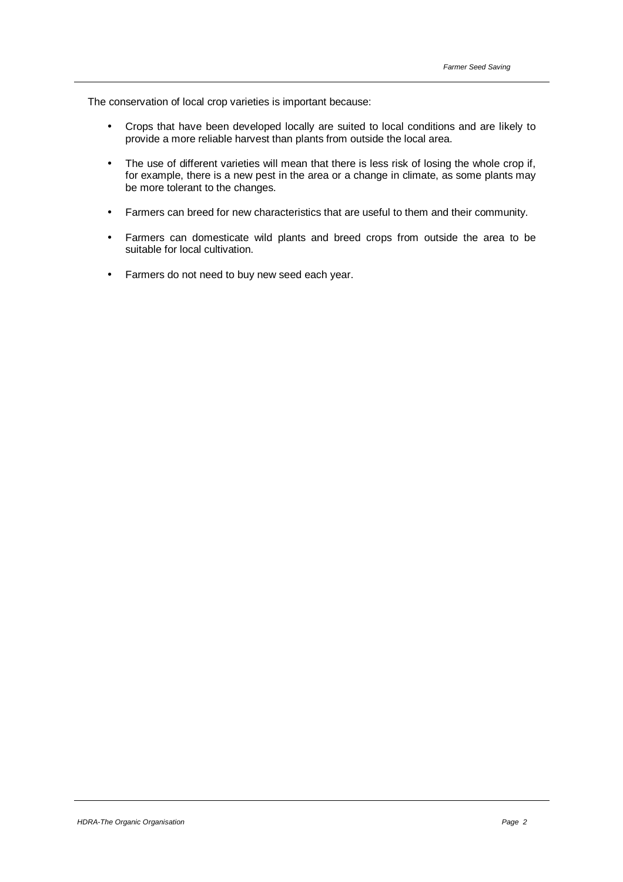The conservation of local crop varieties is important because:

- Crops that have been developed locally are suited to local conditions and are likely to provide a more reliable harvest than plants from outside the local area.
- The use of different varieties will mean that there is less risk of losing the whole crop if, for example, there is a new pest in the area or a change in climate, as some plants may be more tolerant to the changes.
- Farmers can breed for new characteristics that are useful to them and their community.
- Farmers can domesticate wild plants and breed crops from outside the area to be suitable for local cultivation.
- Farmers do not need to buy new seed each year.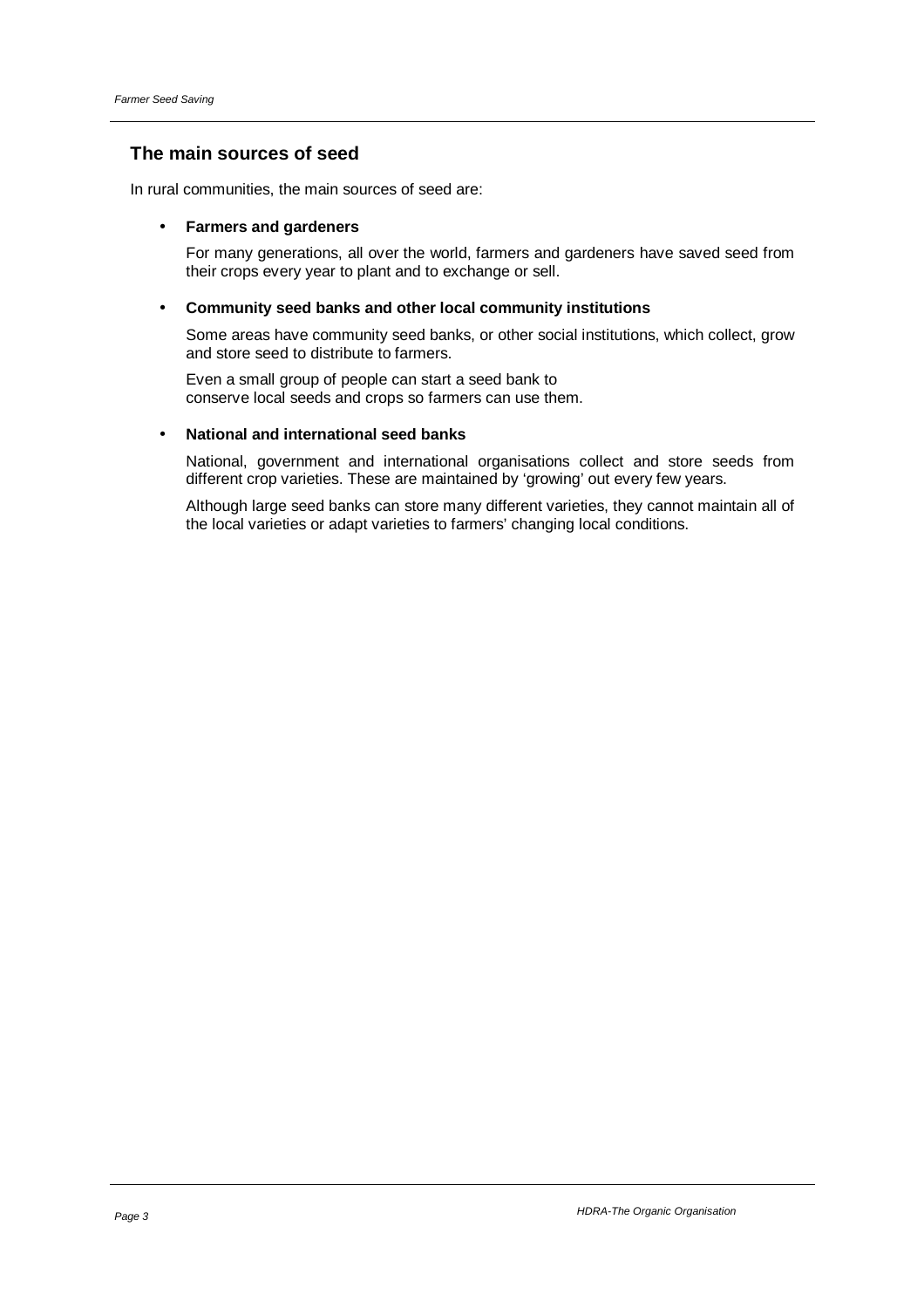## The main sources of seed

In rural communities, the main sources of seed are:

- **Farmers and gardeners**

  For many generations, all over the world, farmers and gardeners have saved seed from their crops every year to plant and to exchange or sell.

- **Community seed banks and other local community institutions**

  Some areas have community seed banks, or other social institutions, which collect, grow and store seed to distribute to farmers.

  Even a small group of people can start a seed bank to conserve local seeds and crops so farmers can use them.

- **National and international seed banks**

  National, government and international organisations collect and store seeds from different crop varieties. These are maintained by 'growing' out every few years.

  Although large seed banks can store many different varieties, they cannot maintain all of the local varieties or adapt varieties to farmers' changing local conditions.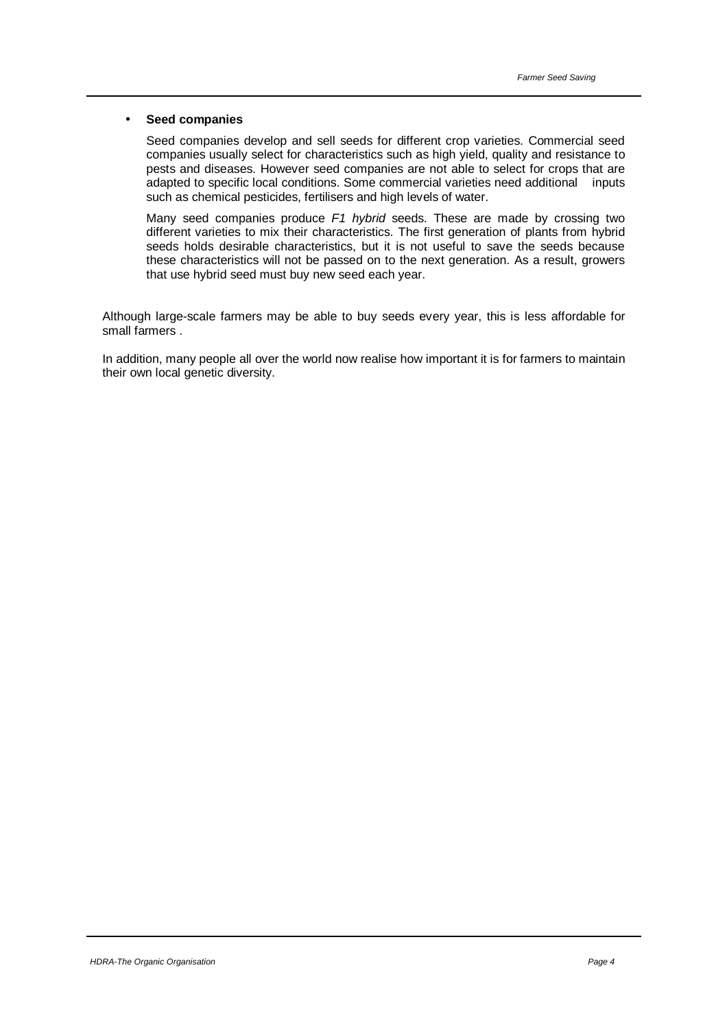- **Seed companies**

  Seed companies develop and sell seeds for different crop varieties. Commercial seed companies usually select for characteristics such as high yield, quality and resistance to pests and diseases. However seed companies are not able to select for crops that are adapted to specific local conditions. Some commercial varieties need additional inputs such as chemical pesticides, fertilisers and high levels of water.

  Many seed companies produce *F1 hybrid* seeds. These are made by crossing two different varieties to mix their characteristics. The first generation of plants from hybrid seeds holds desirable characteristics, but it is not useful to save the seeds because these characteristics will not be passed on to the next generation. As a result, growers that use hybrid seed must buy new seed each year.

Although large-scale farmers may be able to buy seeds every year, this is less affordable for small farmers .

In addition, many people all over the world now realise how important it is for farmers to maintain their own local genetic diversity.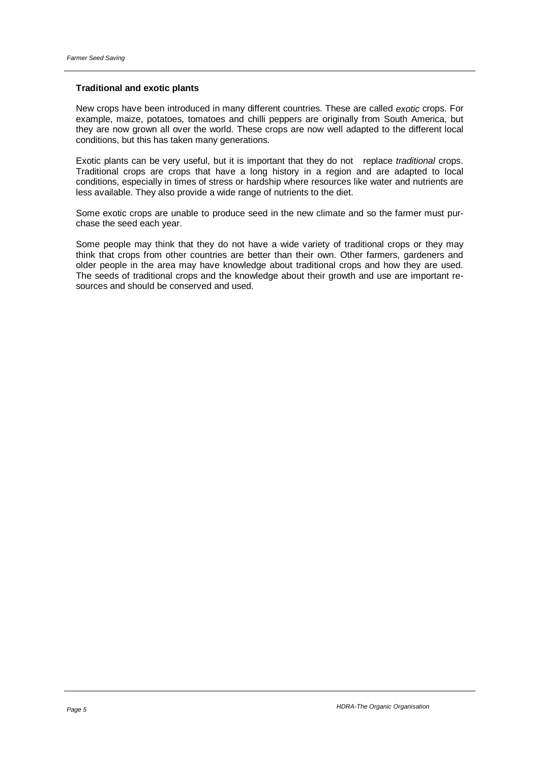### Traditional and exotic plants

New crops have been introduced in many different countries. These are called *exotic* crops. For example, maize, potatoes, tomatoes and chilli peppers are originally from South America, but they are now grown all over the world. These crops are now well adapted to the different local conditions, but this has taken many generations.

Exotic plants can be very useful, but it is important that they do not replace *traditional* crops. Traditional crops are crops that have a long history in a region and are adapted to local conditions, especially in times of stress or hardship where resources like water and nutrients are less available. They also provide a wide range of nutrients to the diet.

Some exotic crops are unable to produce seed in the new climate and so the farmer must purchase the seed each year.

Some people may think that they do not have a wide variety of traditional crops or they may think that crops from other countries are better than their own. Other farmers, gardeners and older people in the area may have knowledge about traditional crops and how they are used. The seeds of traditional crops and the knowledge about their growth and use are important resources and should be conserved and used.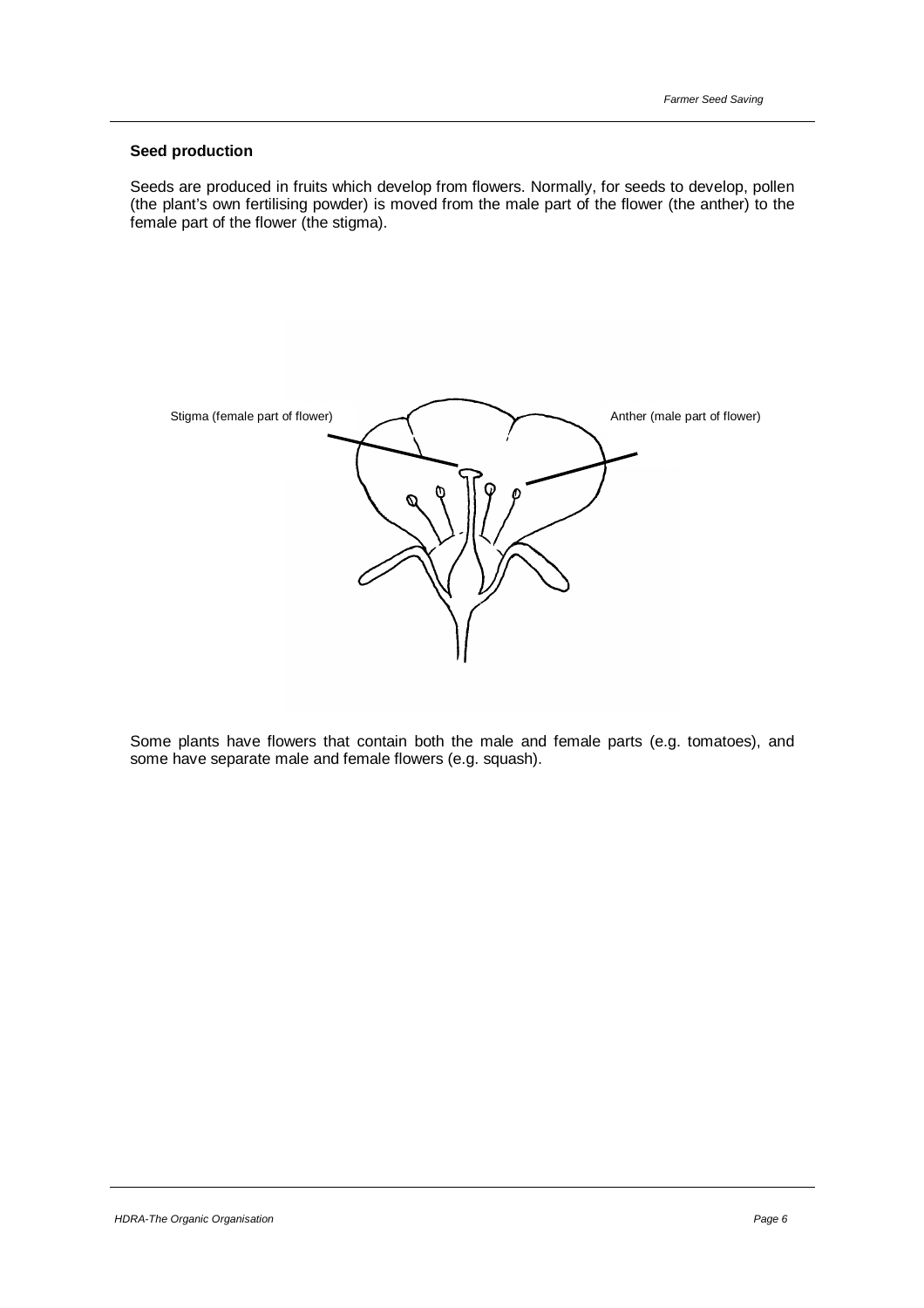**Seed production**

Seeds are produced in fruits which develop from flowers. Normally, for seeds to develop, pollen (the plant's own fertilising powder) is moved from the male part of the flower (the anther) to the female part of the flower (the stigma).

Stigma (female part of flower)

Anther (male part of flower)

Some plants have flowers that contain both the male and female parts (e.g. tomatoes), and some have separate male and female flowers (e.g. squash).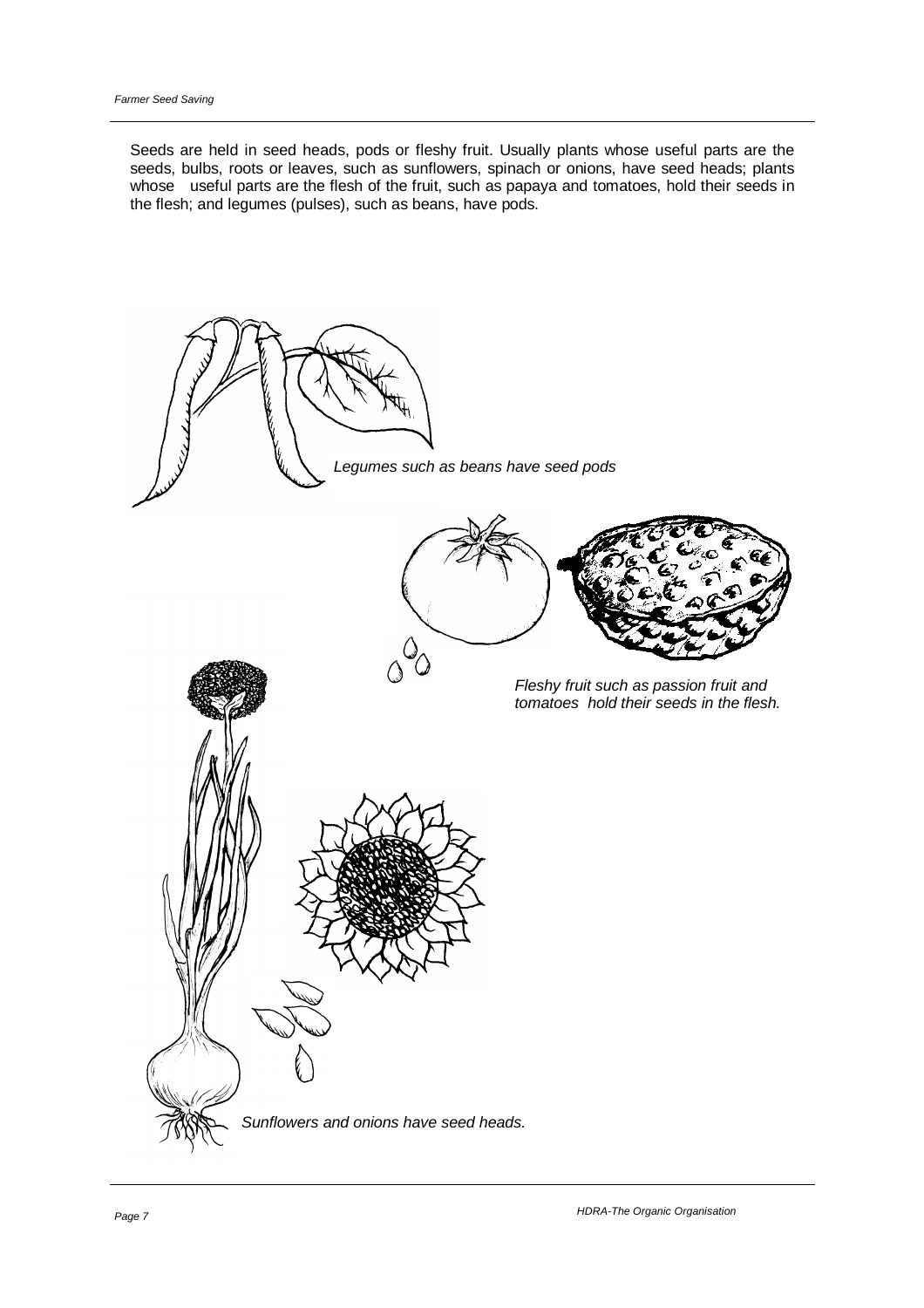Seeds are held in seed heads, pods or fleshy fruit. Usually plants whose useful parts are the seeds, bulbs, roots or leaves, such as sunflowers, spinach or onions, have seed heads; plants whose useful parts are the flesh of the fruit, such as papaya and tomatoes, hold their seeds in the flesh; and legumes (pulses), such as beans, have pods.

*Legumes such as beans have seed pods*

*Fleshy fruit such as passion fruit and tomatoes hold their seeds in the flesh.*

*Sunflowers and onions have seed heads.*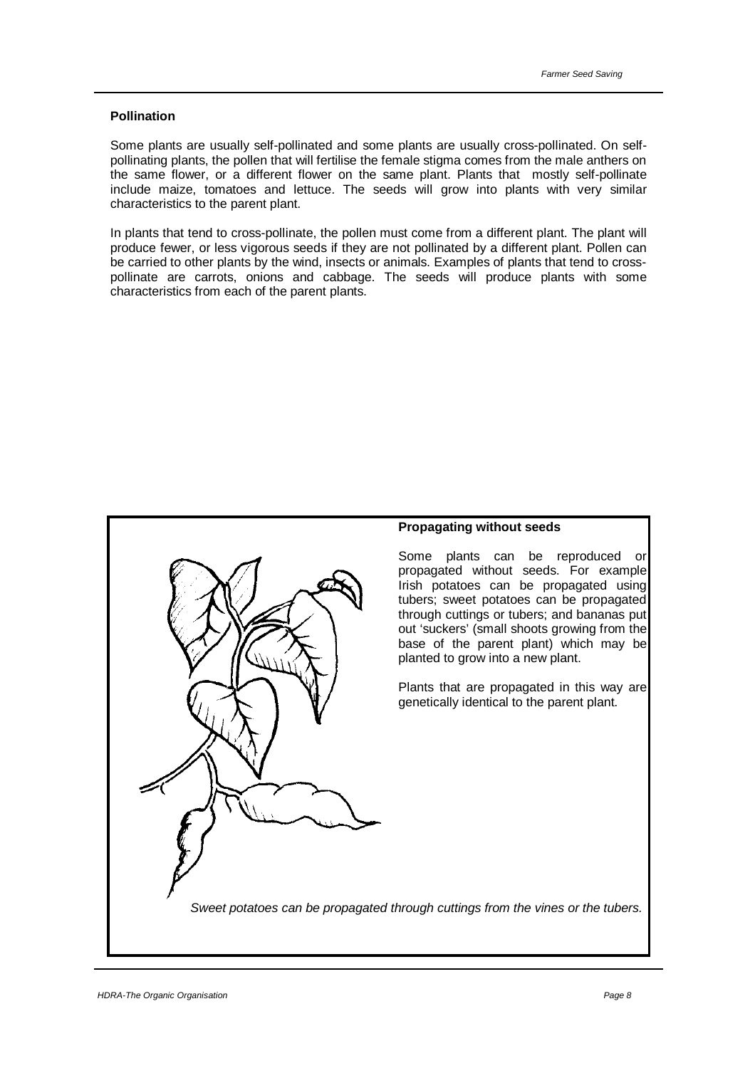## Pollination

Some plants are usually self-pollinated and some plants are usually cross-pollinated. On self-pollinating plants, the pollen that will fertilise the female stigma comes from the male anthers on the same flower, or a different flower on the same plant. Plants that mostly self-pollinate include maize, tomatoes and lettuce. The seeds will grow into plants with very similar characteristics to the parent plant.

In plants that tend to cross-pollinate, the pollen must come from a different plant. The plant will produce fewer, or less vigorous seeds if they are not pollinated by a different plant. Pollen can be carried to other plants by the wind, insects or animals. Examples of plants that tend to cross-pollinate are carrots, onions and cabbage. The seeds will produce plants with some characteristics from each of the parent plants.

### Propagating without seeds

Some plants can be reproduced or propagated without seeds. For example Irish potatoes can be propagated using tubers; sweet potatoes can be propagated through cuttings or tubers; and bananas put out 'suckers' (small shoots growing from the base of the parent plant) which may be planted to grow into a new plant.

Plants that are propagated in this way are genetically identical to the parent plant.

*Sweet potatoes can be propagated through cuttings from the vines or the tubers.*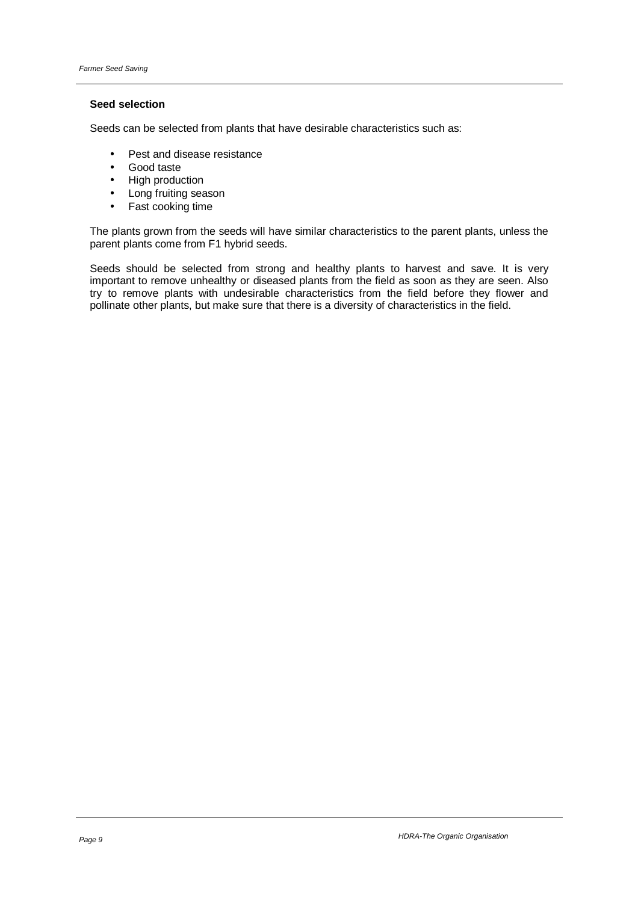### Seed selection

Seeds can be selected from plants that have desirable characteristics such as:

- Pest and disease resistance
- Good taste
- High production
- Long fruiting season
- Fast cooking time

The plants grown from the seeds will have similar characteristics to the parent plants, unless the parent plants come from F1 hybrid seeds.

Seeds should be selected from strong and healthy plants to harvest and save. It is very important to remove unhealthy or diseased plants from the field as soon as they are seen. Also try to remove plants with undesirable characteristics from the field before they flower and pollinate other plants, but make sure that there is a diversity of characteristics in the field.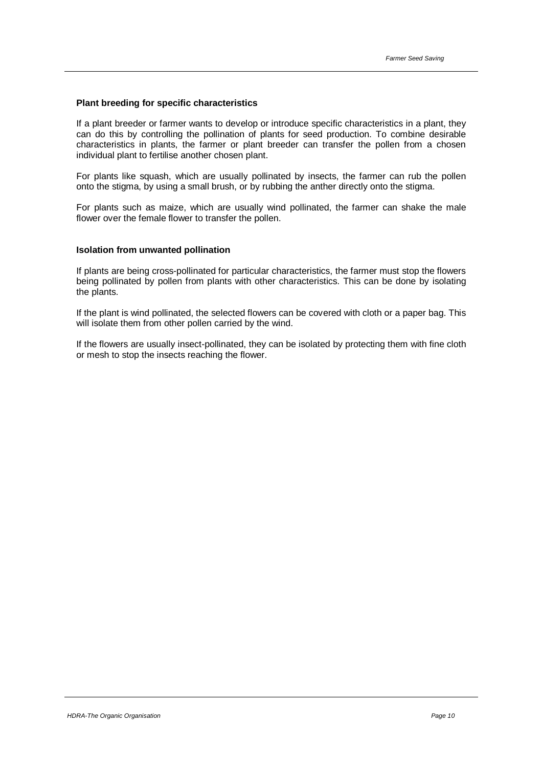### Plant breeding for specific characteristics

If a plant breeder or farmer wants to develop or introduce specific characteristics in a plant, they can do this by controlling the pollination of plants for seed production. To combine desirable characteristics in plants, the farmer or plant breeder can transfer the pollen from a chosen individual plant to fertilise another chosen plant.

For plants like squash, which are usually pollinated by insects, the farmer can rub the pollen onto the stigma, by using a small brush, or by rubbing the anther directly onto the stigma.

For plants such as maize, which are usually wind pollinated, the farmer can shake the male flower over the female flower to transfer the pollen.

### Isolation from unwanted pollination

If plants are being cross-pollinated for particular characteristics, the farmer must stop the flowers being pollinated by pollen from plants with other characteristics. This can be done by isolating the plants.

If the plant is wind pollinated, the selected flowers can be covered with cloth or a paper bag. This will isolate them from other pollen carried by the wind.

If the flowers are usually insect-pollinated, they can be isolated by protecting them with fine cloth or mesh to stop the insects reaching the flower.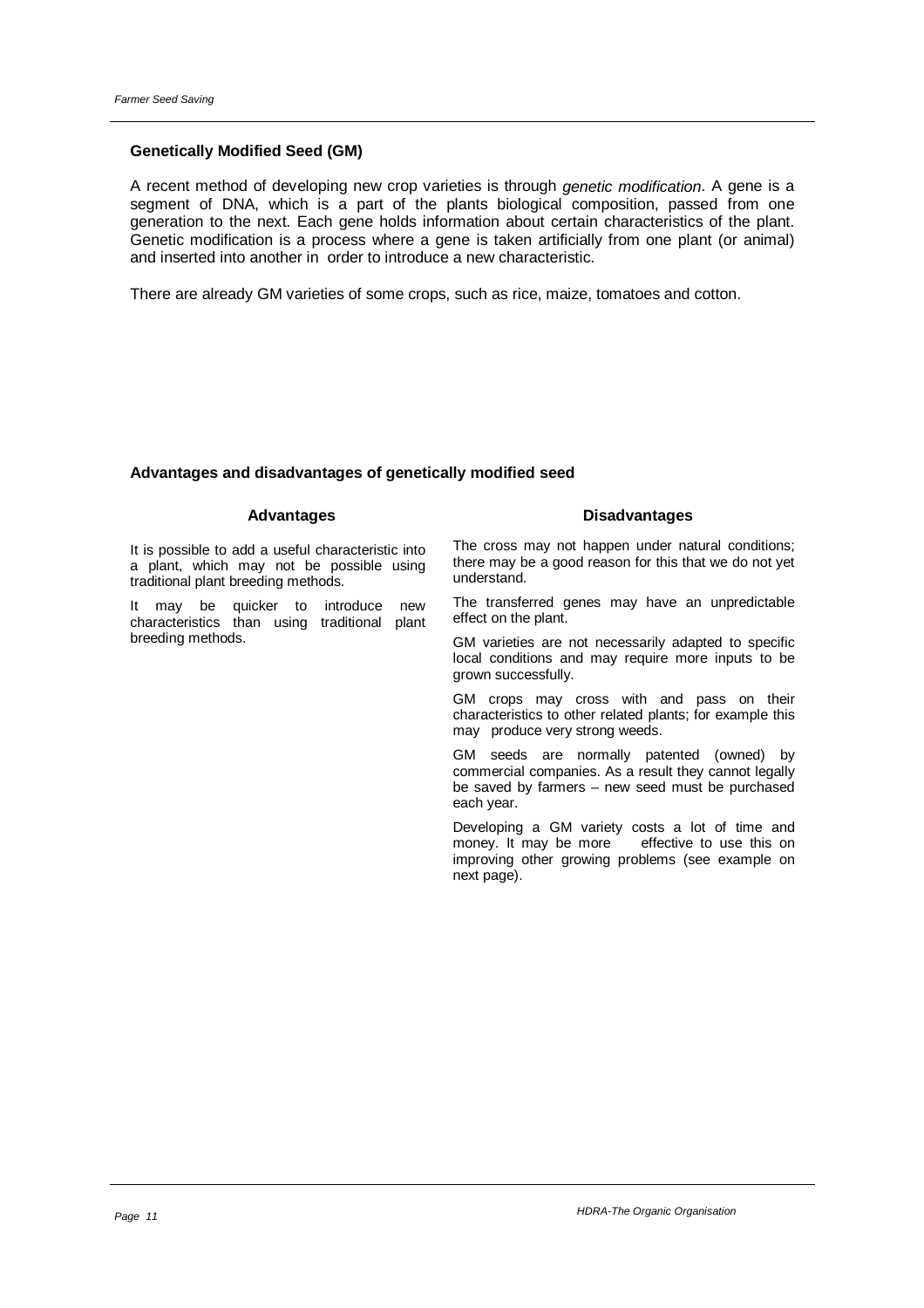## Genetically Modified Seed (GM)

A recent method of developing new crop varieties is through *genetic modification*. A gene is a segment of DNA, which is a part of the plants biological composition, passed from one generation to the next. Each gene holds information about certain characteristics of the plant. Genetic modification is a process where a gene is taken artificially from one plant (or animal) and inserted into another in order to introduce a new characteristic.

There are already GM varieties of some crops, such as rice, maize, tomatoes and cotton.

### Advantages and disadvantages of genetically modified seed

| Advantages | Disadvantages |
|---|---|
| It is possible to add a useful characteristic into a plant, which may not be possible using traditional plant breeding methods. | The cross may not happen under natural conditions; there may be a good reason for this that we do not yet understand. |
| It may be quicker to introduce new characteristics than using traditional plant breeding methods. | The transferred genes may have an unpredictable effect on the plant. |
| | GM varieties are not necessarily adapted to specific local conditions and may require more inputs to be grown successfully. |
| | GM crops may cross with and pass on their characteristics to other related plants; for example this may produce very strong weeds. |
| | GM seeds are normally patented (owned) by commercial companies. As a result they cannot legally be saved by farmers – new seed must be purchased each year. |
| | Developing a GM variety costs a lot of time and money. It may be more effective to use this on improving other growing problems (see example on next page). |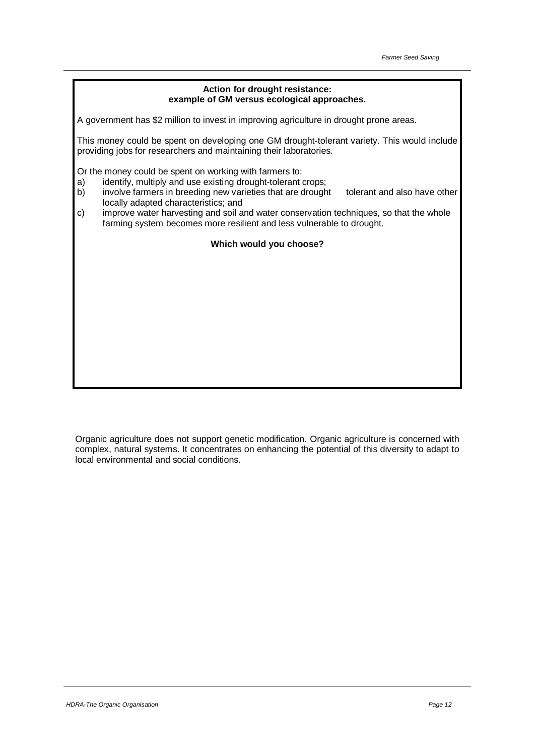**Action for drought resistance:**
**example of GM versus ecological approaches.**

A government has $2 million to invest in improving agriculture in drought prone areas.

This money could be spent on developing one GM drought-tolerant variety. This would include providing jobs for researchers and maintaining their laboratories.

Or the money could be spent on working with farmers to:

a) identify, multiply and use existing drought-tolerant crops;
b) involve farmers in breeding new varieties that are drought tolerant and also have other locally adapted characteristics; and
c) improve water harvesting and soil and water conservation techniques, so that the whole farming system becomes more resilient and less vulnerable to drought.

**Which would you choose?**

Organic agriculture does not support genetic modification. Organic agriculture is concerned with complex, natural systems. It concentrates on enhancing the potential of this diversity to adapt to local environmental and social conditions.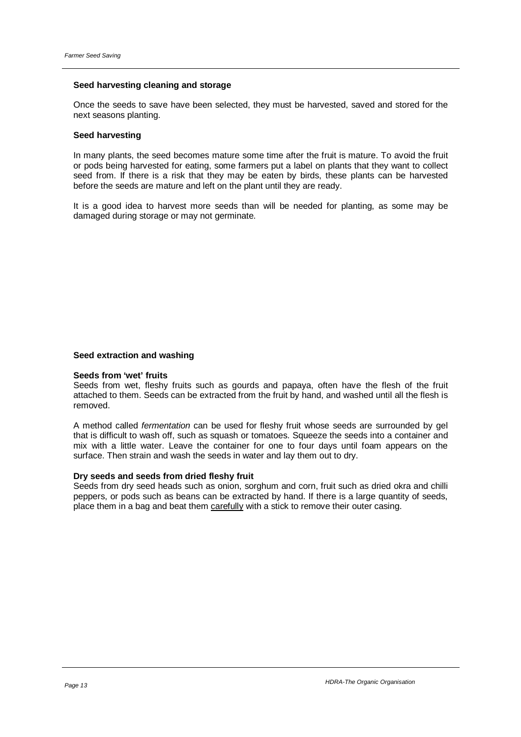## Seed harvesting cleaning and storage

Once the seeds to save have been selected, they must be harvested, saved and stored for the next seasons planting.

### Seed harvesting

In many plants, the seed becomes mature some time after the fruit is mature. To avoid the fruit or pods being harvested for eating, some farmers put a label on plants that they want to collect seed from. If there is a risk that they may be eaten by birds, these plants can be harvested before the seeds are mature and left on the plant until they are ready.

It is a good idea to harvest more seeds than will be needed for planting, as some may be damaged during storage or may not germinate.

### Seed extraction and washing

#### Seeds from 'wet' fruits

Seeds from wet, fleshy fruits such as gourds and papaya, often have the flesh of the fruit attached to them. Seeds can be extracted from the fruit by hand, and washed until all the flesh is removed.

A method called *fermentation* can be used for fleshy fruit whose seeds are surrounded by gel that is difficult to wash off, such as squash or tomatoes. Squeeze the seeds into a container and mix with a little water. Leave the container for one to four days until foam appears on the surface. Then strain and wash the seeds in water and lay them out to dry.

#### Dry seeds and seeds from dried fleshy fruit

Seeds from dry seed heads such as onion, sorghum and corn, fruit such as dried okra and chilli peppers, or pods such as beans can be extracted by hand. If there is a large quantity of seeds, place them in a bag and beat them <u>carefully</u> with a stick to remove their outer casing.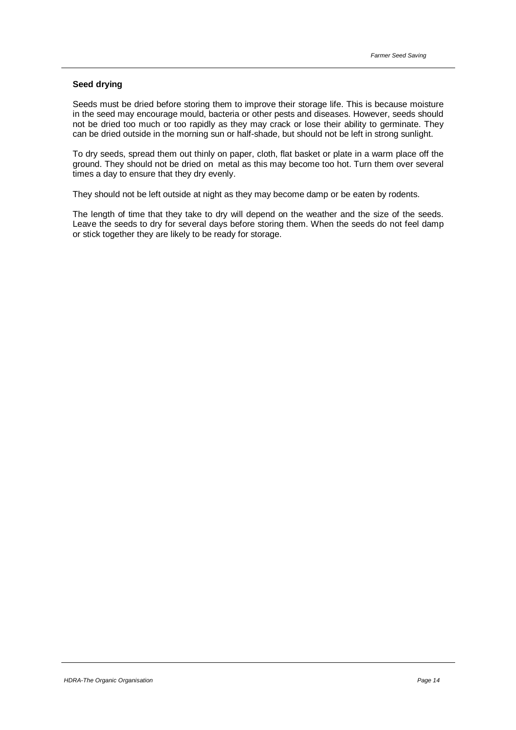**Seed drying**

Seeds must be dried before storing them to improve their storage life. This is because moisture in the seed may encourage mould, bacteria or other pests and diseases. However, seeds should not be dried too much or too rapidly as they may crack or lose their ability to germinate. They can be dried outside in the morning sun or half-shade, but should not be left in strong sunlight.

To dry seeds, spread them out thinly on paper, cloth, flat basket or plate in a warm place off the ground. They should not be dried on metal as this may become too hot. Turn them over several times a day to ensure that they dry evenly.

They should not be left outside at night as they may become damp or be eaten by rodents.

The length of time that they take to dry will depend on the weather and the size of the seeds. Leave the seeds to dry for several days before storing them. When the seeds do not feel damp or stick together they are likely to be ready for storage.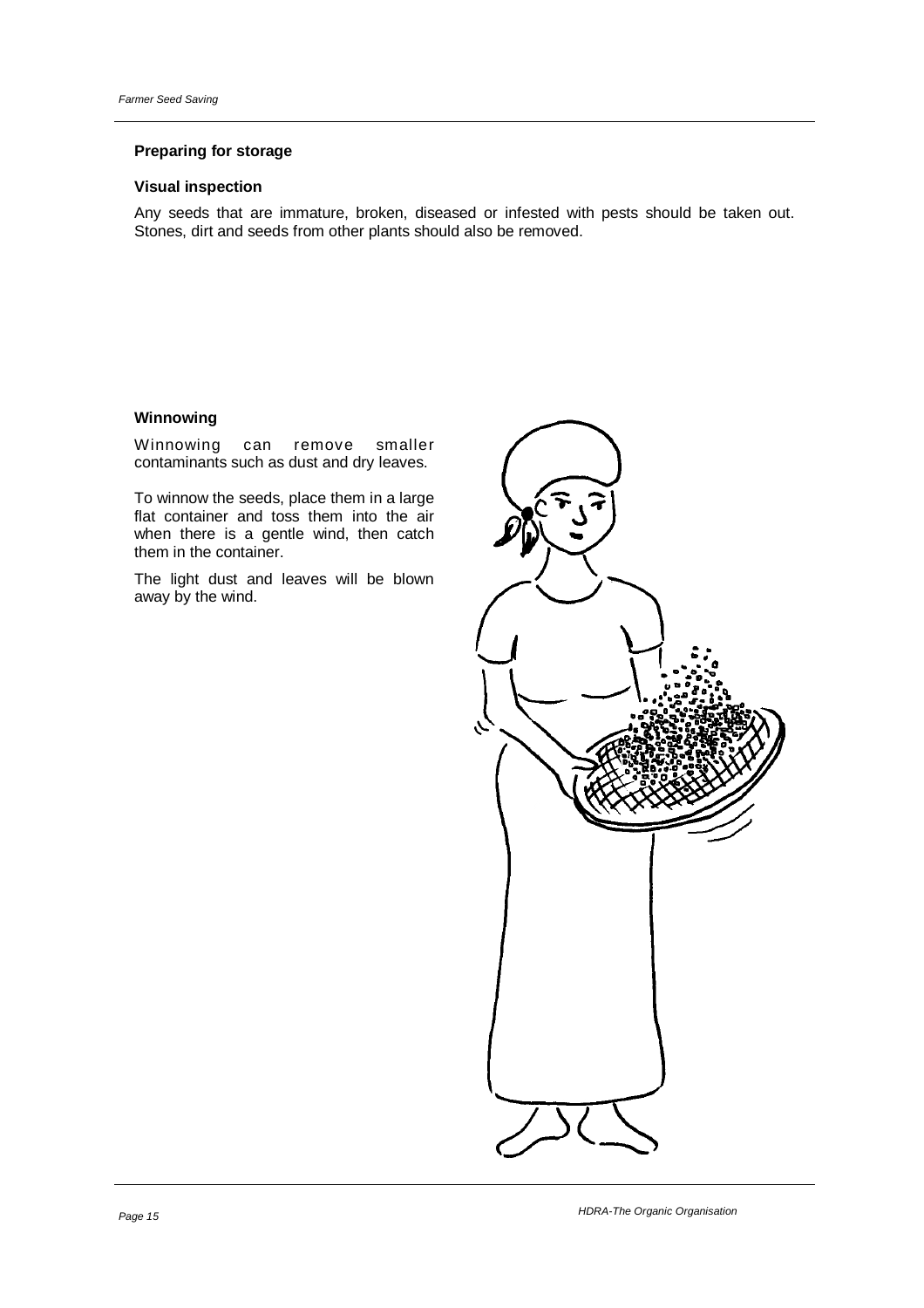### Preparing for storage

#### Visual inspection

Any seeds that are immature, broken, diseased or infested with pests should be taken out. Stones, dirt and seeds from other plants should also be removed.

#### Winnowing

Winnowing can remove smaller contaminants such as dust and dry leaves.

To winnow the seeds, place them in a large flat container and toss them into the air when there is a gentle wind, then catch them in the container.

The light dust and leaves will be blown away by the wind.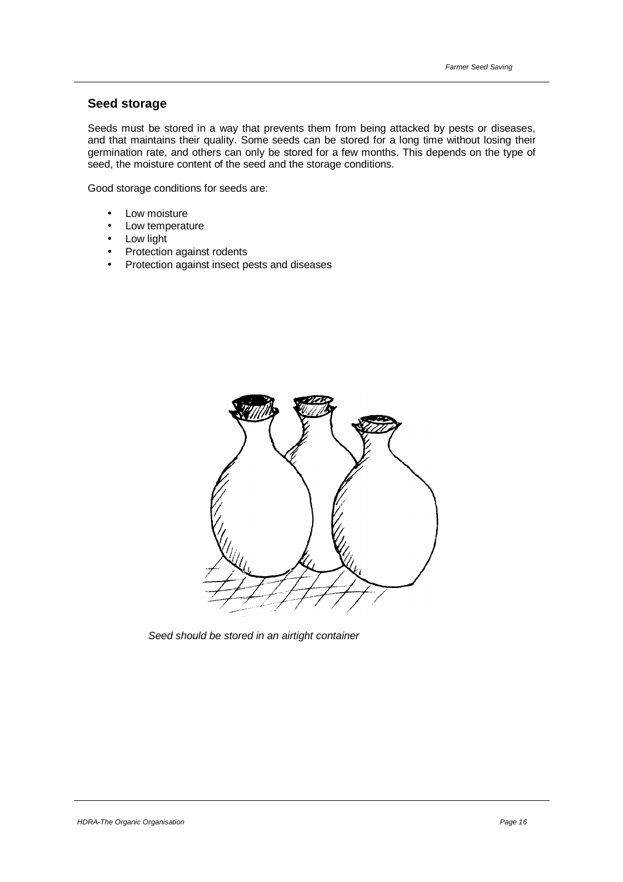## Seed storage

Seeds must be stored in a way that prevents them from being attacked by pests or diseases, and that maintains their quality. Some seeds can be stored for a long time without losing their germination rate, and others can only be stored for a few months. This depends on the type of seed, the moisture content of the seed and the storage conditions.

Good storage conditions for seeds are:

- Low moisture
- Low temperature
- Low light
- Protection against rodents
- Protection against insect pests and diseases

*Seed should be stored in an airtight container*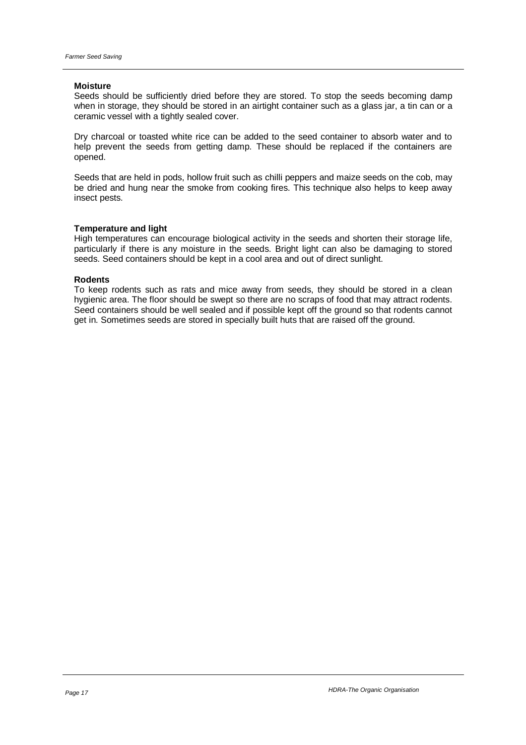**Moisture**

Seeds should be sufficiently dried before they are stored. To stop the seeds becoming damp when in storage, they should be stored in an airtight container such as a glass jar, a tin can or a ceramic vessel with a tightly sealed cover.

Dry charcoal or toasted white rice can be added to the seed container to absorb water and to help prevent the seeds from getting damp. These should be replaced if the containers are opened.

Seeds that are held in pods, hollow fruit such as chilli peppers and maize seeds on the cob, may be dried and hung near the smoke from cooking fires. This technique also helps to keep away insect pests.

**Temperature and light**

High temperatures can encourage biological activity in the seeds and shorten their storage life, particularly if there is any moisture in the seeds. Bright light can also be damaging to stored seeds. Seed containers should be kept in a cool area and out of direct sunlight.

**Rodents**

To keep rodents such as rats and mice away from seeds, they should be stored in a clean hygienic area. The floor should be swept so there are no scraps of food that may attract rodents. Seed containers should be well sealed and if possible kept off the ground so that rodents cannot get in. Sometimes seeds are stored in specially built huts that are raised off the ground.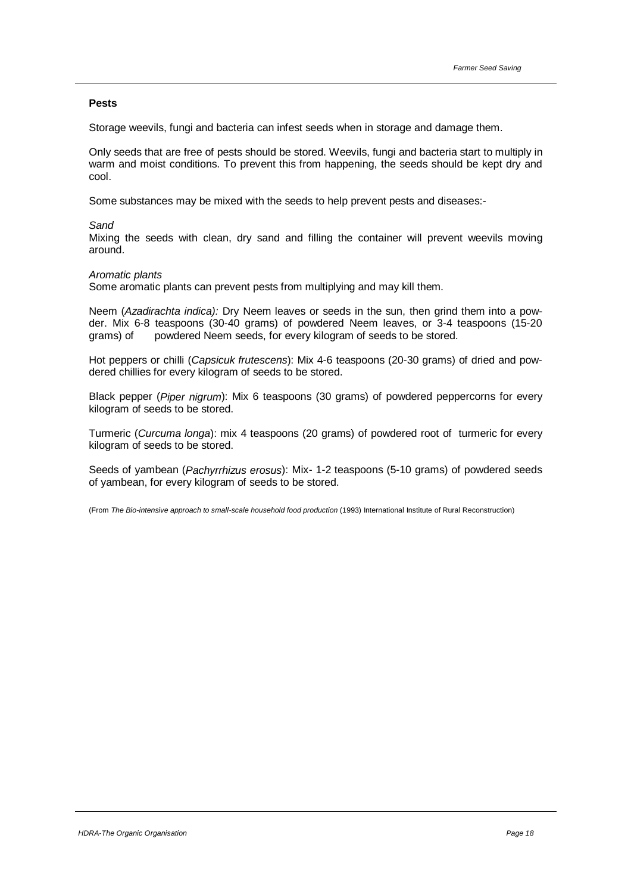## Pests

Storage weevils, fungi and bacteria can infest seeds when in storage and damage them.

Only seeds that are free of pests should be stored. Weevils, fungi and bacteria start to multiply in warm and moist conditions. To prevent this from happening, the seeds should be kept dry and cool.

Some substances may be mixed with the seeds to help prevent pests and diseases:-

*Sand*
Mixing the seeds with clean, dry sand and filling the container will prevent weevils moving around.

*Aromatic plants*
Some aromatic plants can prevent pests from multiplying and may kill them.

Neem (*Azadirachta indica):* Dry Neem leaves or seeds in the sun, then grind them into a powder. Mix 6-8 teaspoons (30-40 grams) of powdered Neem leaves, or 3-4 teaspoons (15-20 grams) of powdered Neem seeds, for every kilogram of seeds to be stored.

Hot peppers or chilli (*Capsicuk frutescens*): Mix 4-6 teaspoons (20-30 grams) of dried and powdered chillies for every kilogram of seeds to be stored.

Black pepper (*Piper nigrum*): Mix 6 teaspoons (30 grams) of powdered peppercorns for every kilogram of seeds to be stored.

Turmeric (*Curcuma longa*): mix 4 teaspoons (20 grams) of powdered root of turmeric for every kilogram of seeds to be stored.

Seeds of yambean (*Pachyrrhizus erosus*): Mix- 1-2 teaspoons (5-10 grams) of powdered seeds of yambean, for every kilogram of seeds to be stored.

(From *The Bio-intensive approach to small-scale household food production* (1993) International Institute of Rural Reconstruction)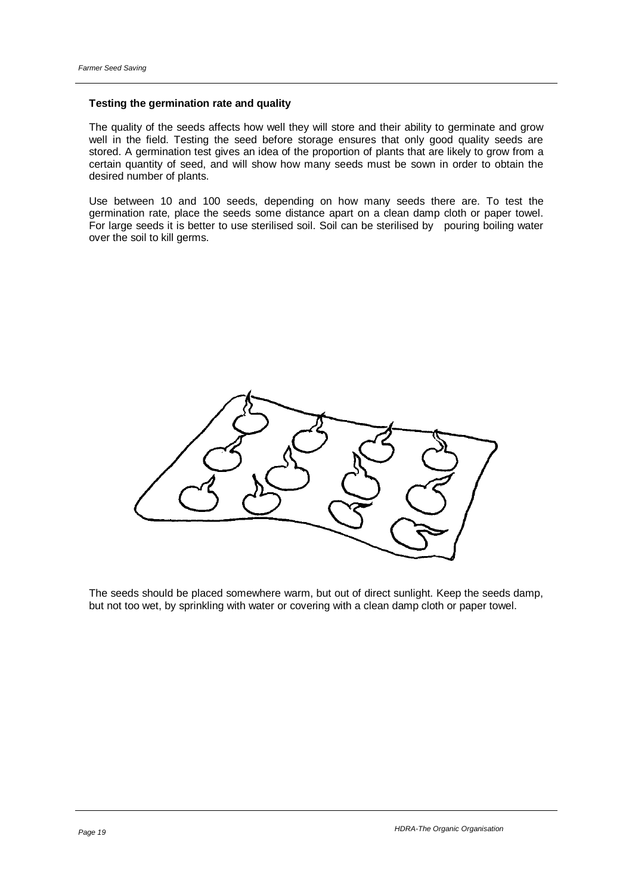### Testing the germination rate and quality

The quality of the seeds affects how well they will store and their ability to germinate and grow well in the field. Testing the seed before storage ensures that only good quality seeds are stored. A germination test gives an idea of the proportion of plants that are likely to grow from a certain quantity of seed, and will show how many seeds must be sown in order to obtain the desired number of plants.

Use between 10 and 100 seeds, depending on how many seeds there are. To test the germination rate, place the seeds some distance apart on a clean damp cloth or paper towel. For large seeds it is better to use sterilised soil. Soil can be sterilised by pouring boiling water over the soil to kill germs.

The seeds should be placed somewhere warm, but out of direct sunlight. Keep the seeds damp, but not too wet, by sprinkling with water or covering with a clean damp cloth or paper towel.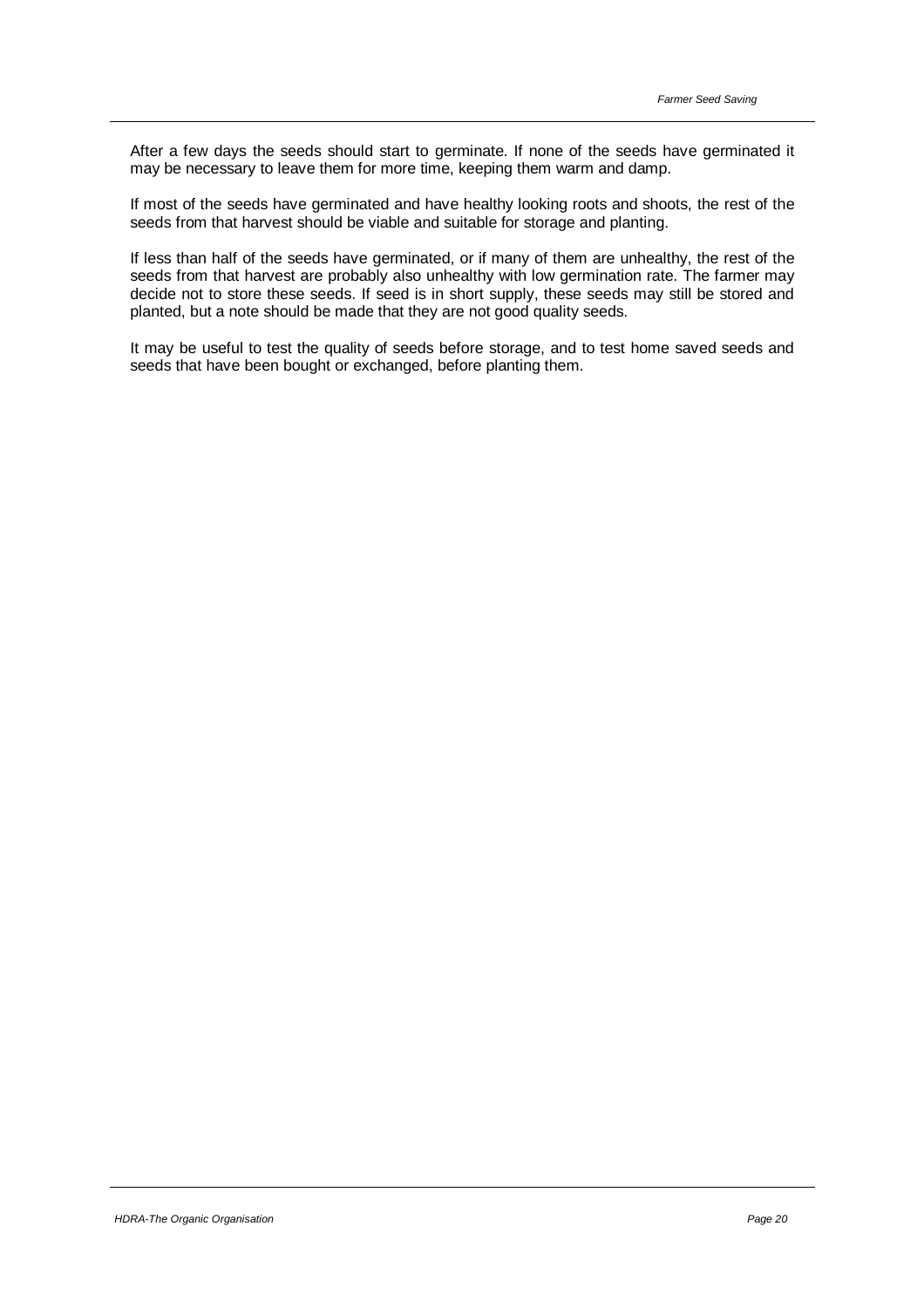After a few days the seeds should start to germinate. If none of the seeds have germinated it may be necessary to leave them for more time, keeping them warm and damp.

If most of the seeds have germinated and have healthy looking roots and shoots, the rest of the seeds from that harvest should be viable and suitable for storage and planting.

If less than half of the seeds have germinated, or if many of them are unhealthy, the rest of the seeds from that harvest are probably also unhealthy with low germination rate. The farmer may decide not to store these seeds. If seed is in short supply, these seeds may still be stored and planted, but a note should be made that they are not good quality seeds.

It may be useful to test the quality of seeds before storage, and to test home saved seeds and seeds that have been bought or exchanged, before planting them.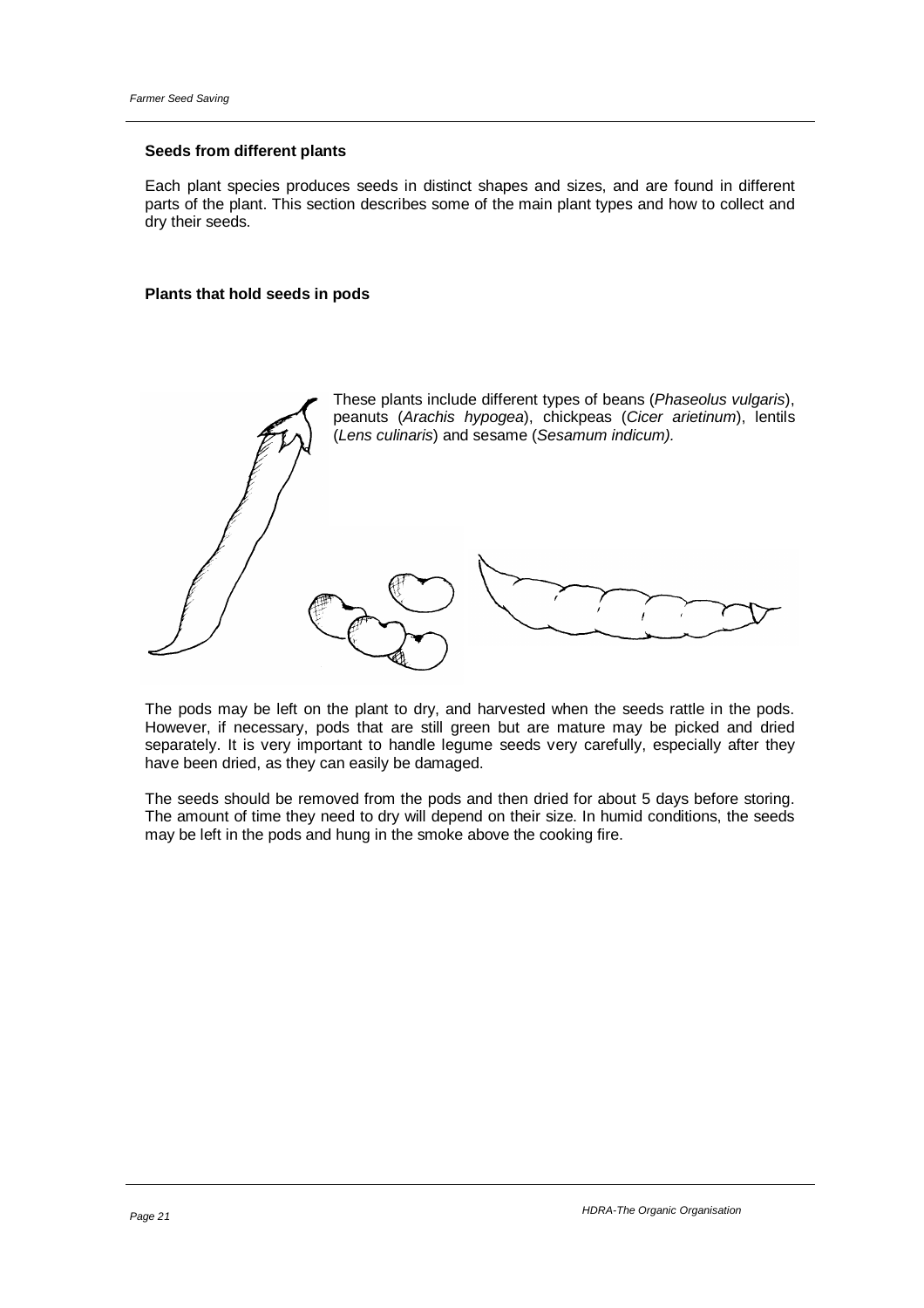### Seeds from different plants

Each plant species produces seeds in distinct shapes and sizes, and are found in different parts of the plant. This section describes some of the main plant types and how to collect and dry their seeds.

### Plants that hold seeds in pods

These plants include different types of beans (*Phaseolus vulgaris*), peanuts (*Arachis hypogea*), chickpeas (*Cicer arietinum*), lentils (*Lens culinaris*) and sesame (*Sesamum indicum).*

The pods may be left on the plant to dry, and harvested when the seeds rattle in the pods. However, if necessary, pods that are still green but are mature may be picked and dried separately. It is very important to handle legume seeds very carefully, especially after they have been dried, as they can easily be damaged.

The seeds should be removed from the pods and then dried for about 5 days before storing. The amount of time they need to dry will depend on their size. In humid conditions, the seeds may be left in the pods and hung in the smoke above the cooking fire.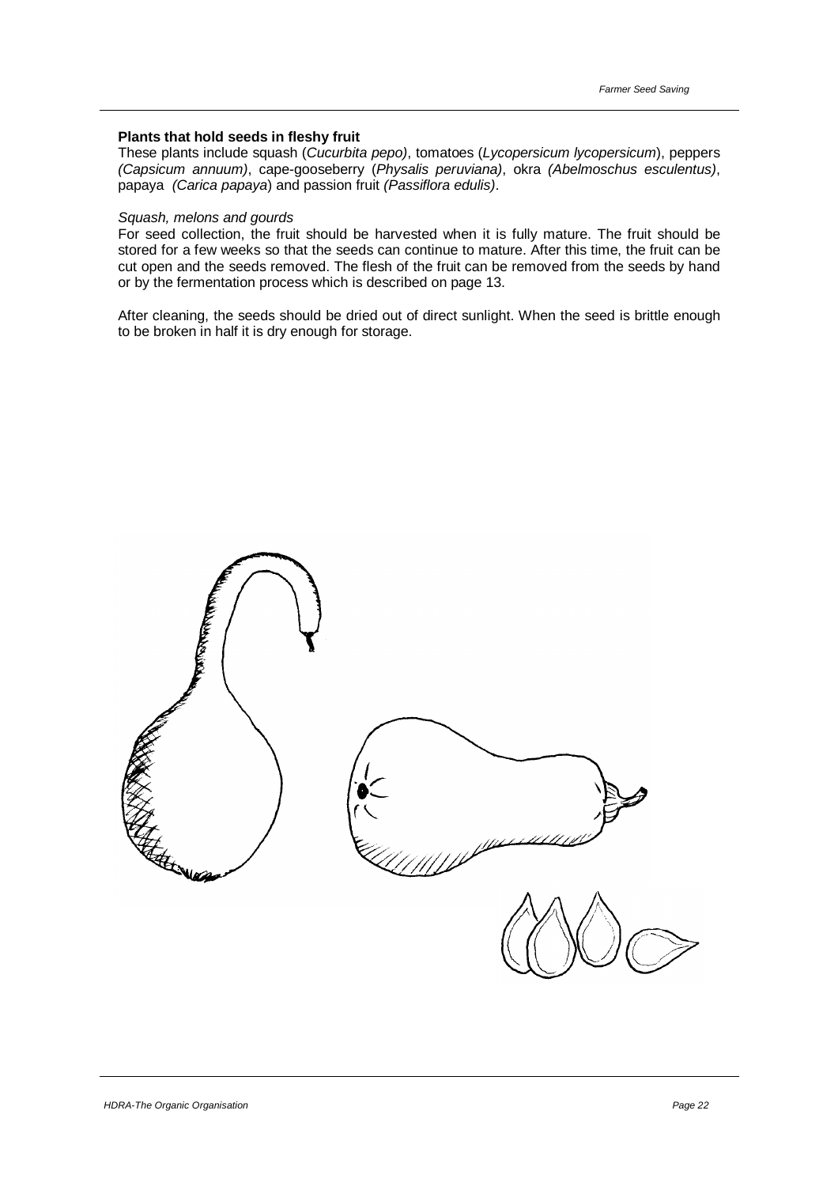### Plants that hold seeds in fleshy fruit

These plants include squash (*Cucurbita pepo)*, tomatoes (*Lycopersicum lycopersicum*), peppers *(Capsicum annuum)*, cape-gooseberry (*Physalis peruviana)*, okra *(Abelmoschus esculentus)*, papaya *(Carica papaya*) and passion fruit *(Passiflora edulis)*.

*Squash, melons and gourds*

For seed collection, the fruit should be harvested when it is fully mature. The fruit should be stored for a few weeks so that the seeds can continue to mature. After this time, the fruit can be cut open and the seeds removed. The flesh of the fruit can be removed from the seeds by hand or by the fermentation process which is described on page 13.

After cleaning, the seeds should be dried out of direct sunlight. When the seed is brittle enough to be broken in half it is dry enough for storage.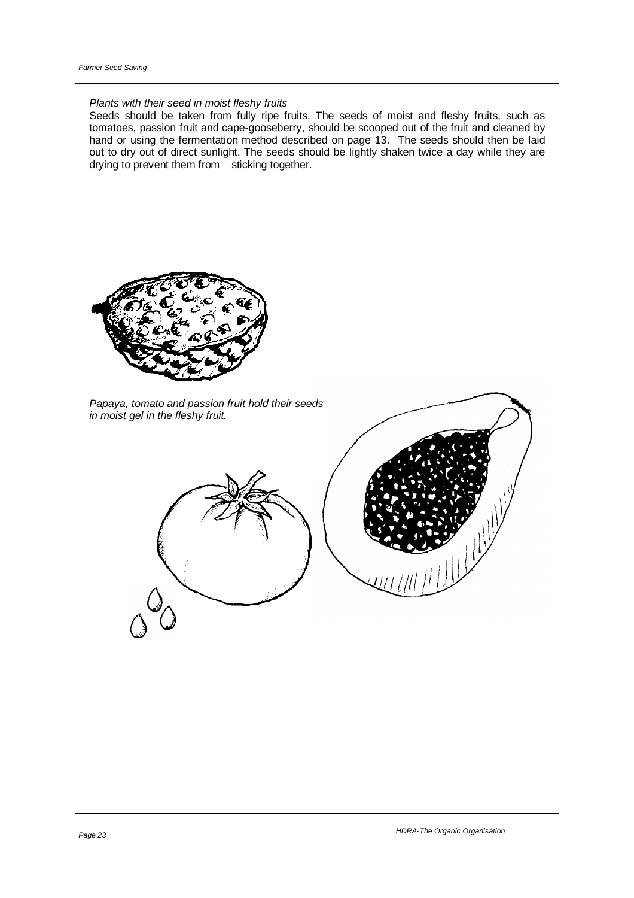*Plants with their seed in moist fleshy fruits*

Seeds should be taken from fully ripe fruits. The seeds of moist and fleshy fruits, such as tomatoes, passion fruit and cape-gooseberry, should be scooped out of the fruit and cleaned by hand or using the fermentation method described on page 13. The seeds should then be laid out to dry out of direct sunlight. The seeds should be lightly shaken twice a day while they are drying to prevent them from sticking together.

*Papaya, tomato and passion fruit hold their seeds in moist gel in the fleshy fruit.*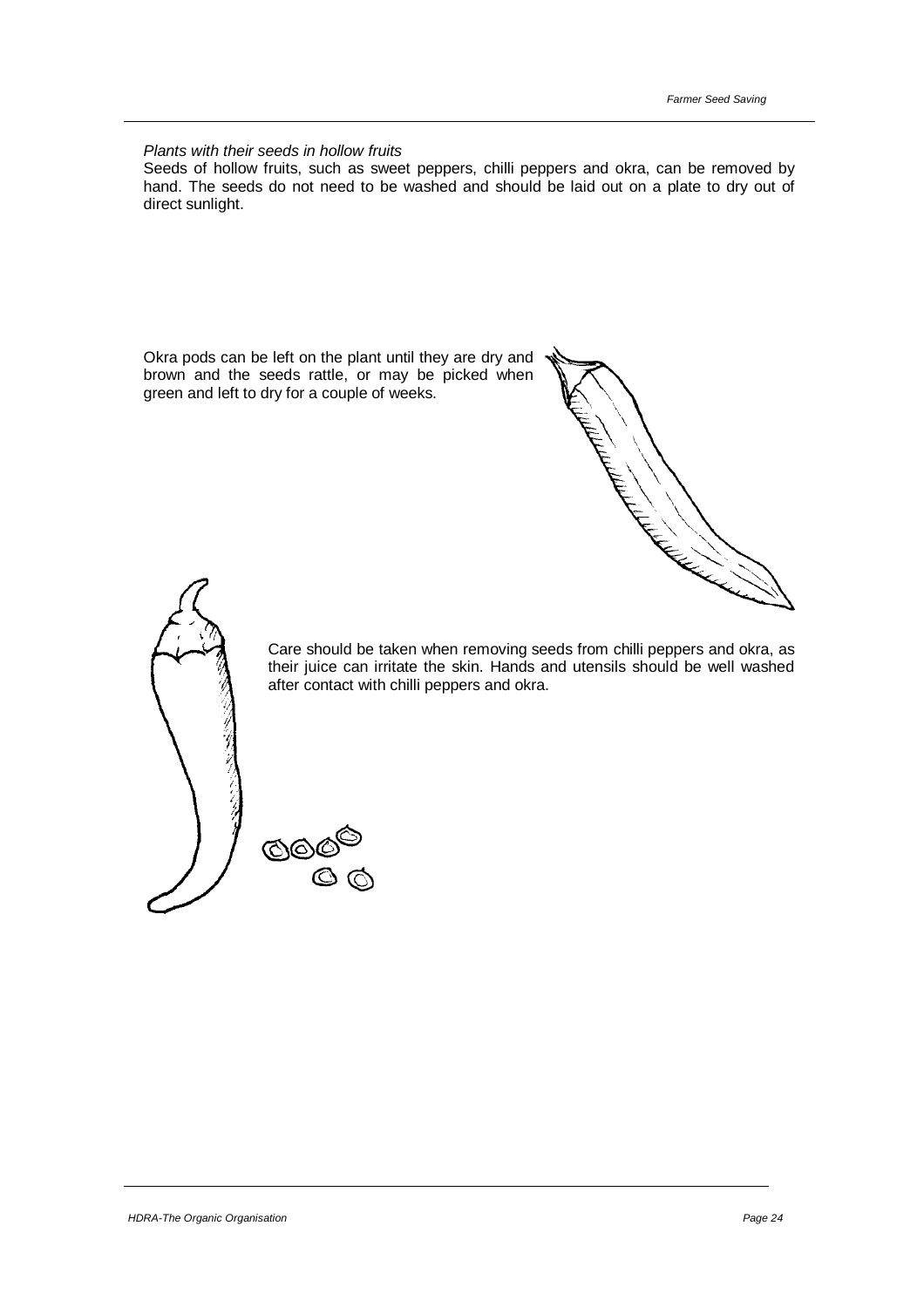*Plants with their seeds in hollow fruits*

Seeds of hollow fruits, such as sweet peppers, chilli peppers and okra, can be removed by hand. The seeds do not need to be washed and should be laid out on a plate to dry out of direct sunlight.

Okra pods can be left on the plant until they are dry and brown and the seeds rattle, or may be picked when green and left to dry for a couple of weeks.

Care should be taken when removing seeds from chilli peppers and okra, as their juice can irritate the skin. Hands and utensils should be well washed after contact with chilli peppers and okra.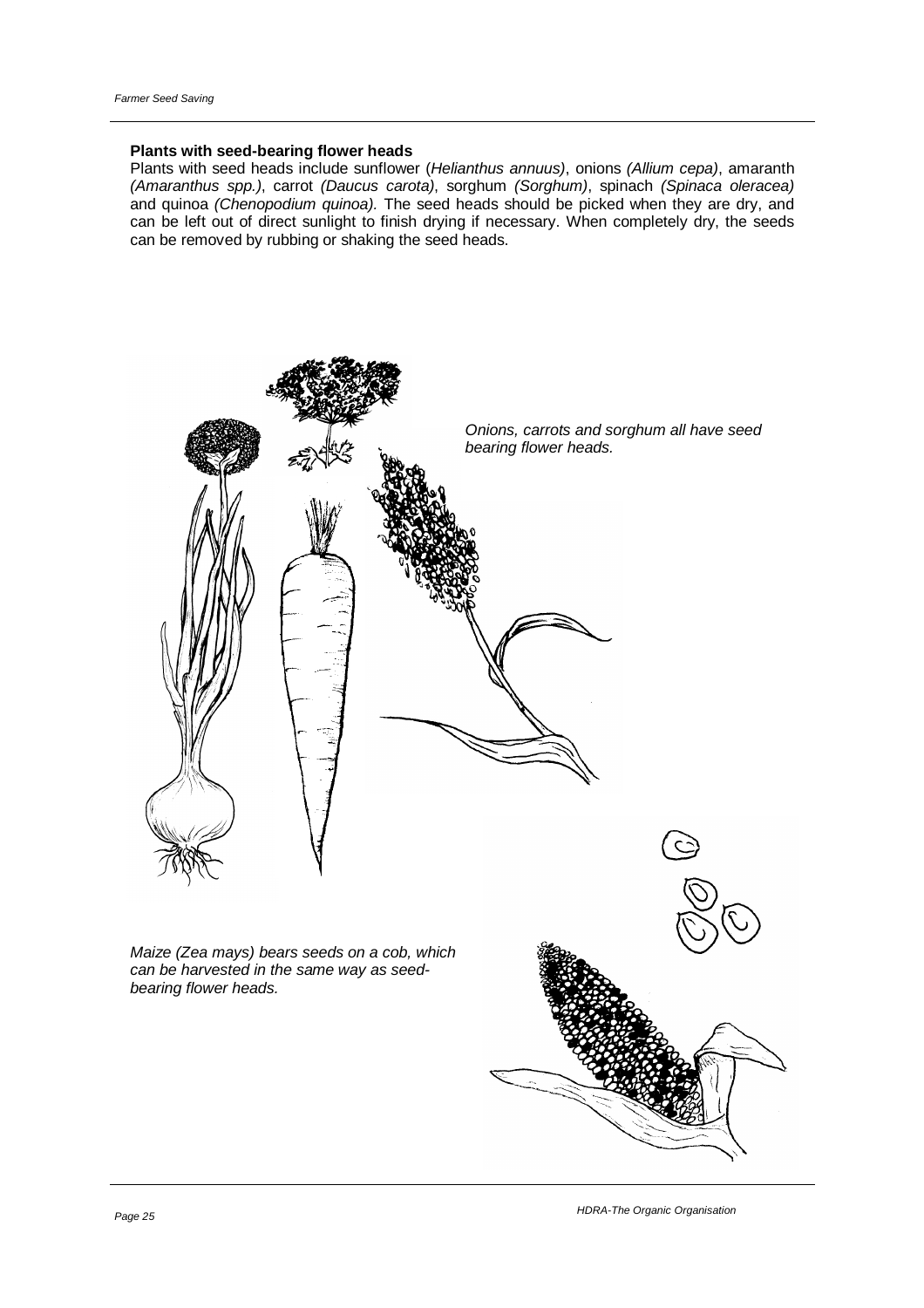**Plants with seed-bearing flower heads**

Plants with seed heads include sunflower (*Helianthus annuus)*, onions *(Allium cepa)*, amaranth *(Amaranthus spp.)*, carrot *(Daucus carota)*, sorghum *(Sorghum)*, spinach *(Spinaca oleracea)* and quinoa *(Chenopodium quinoa).* The seed heads should be picked when they are dry, and can be left out of direct sunlight to finish drying if necessary. When completely dry, the seeds can be removed by rubbing or shaking the seed heads.

*Onions, carrots and sorghum all have seed bearing flower heads.*

*Maize (Zea mays) bears seeds on a cob, which can be harvested in the same way as seed-bearing flower heads.*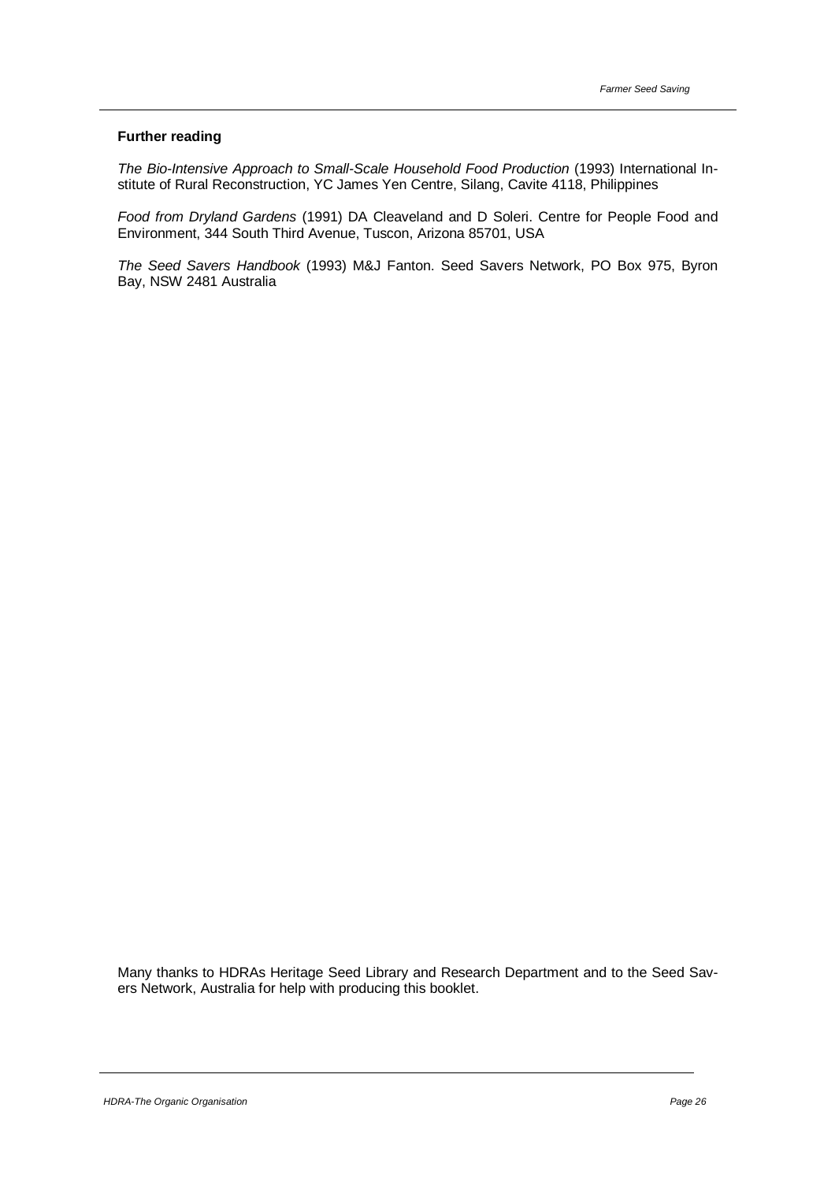**Further reading**

*The Bio-Intensive Approach to Small-Scale Household Food Production* (1993) International Institute of Rural Reconstruction, YC James Yen Centre, Silang, Cavite 4118, Philippines

*Food from Dryland Gardens* (1991) DA Cleaveland and D Soleri. Centre for People Food and Environment, 344 South Third Avenue, Tuscon, Arizona 85701, USA

*The Seed Savers Handbook* (1993) M&J Fanton. Seed Savers Network, PO Box 975, Byron Bay, NSW 2481 Australia

Many thanks to HDRAs Heritage Seed Library and Research Department and to the Seed Savers Network, Australia for help with producing this booklet.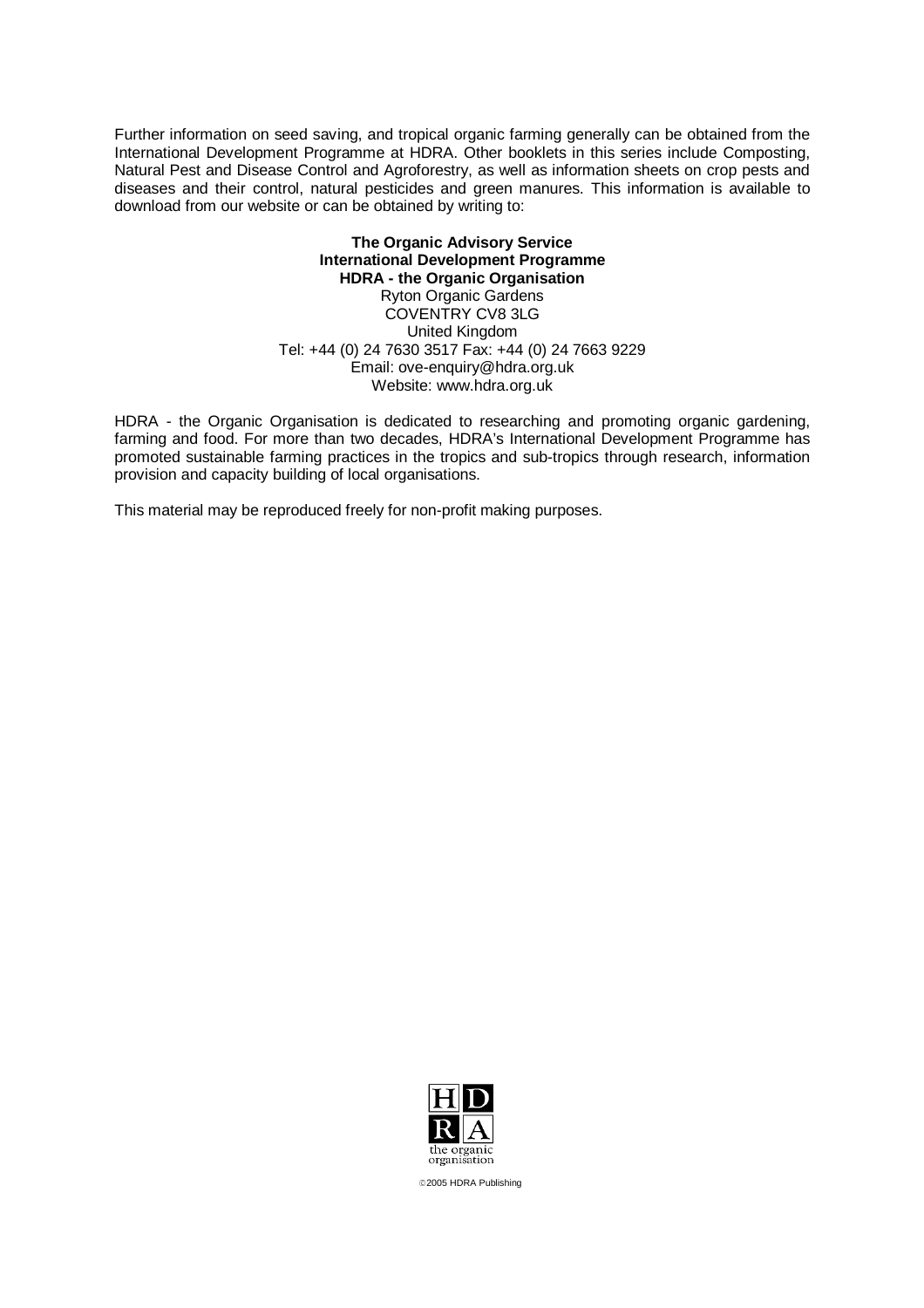Further information on seed saving, and tropical organic farming generally can be obtained from the International Development Programme at HDRA. Other booklets in this series include Composting, Natural Pest and Disease Control and Agroforestry, as well as information sheets on crop pests and diseases and their control, natural pesticides and green manures. This information is available to download from our website or can be obtained by writing to:

**The Organic Advisory Service**
**International Development Programme**
**HDRA - the Organic Organisation**
Ryton Organic Gardens
COVENTRY CV8 3LG
United Kingdom
Tel: +44 (0) 24 7630 3517 Fax: +44 (0) 24 7663 9229
Email: ove-enquiry@hdra.org.uk
Website: www.hdra.org.uk

HDRA - the Organic Organisation is dedicated to researching and promoting organic gardening, farming and food. For more than two decades, HDRA's International Development Programme has promoted sustainable farming practices in the tropics and sub-tropics through research, information provision and capacity building of local organisations.

This material may be reproduced freely for non-profit making purposes.

HDRA
the organic organisation

©2005 HDRA Publishing